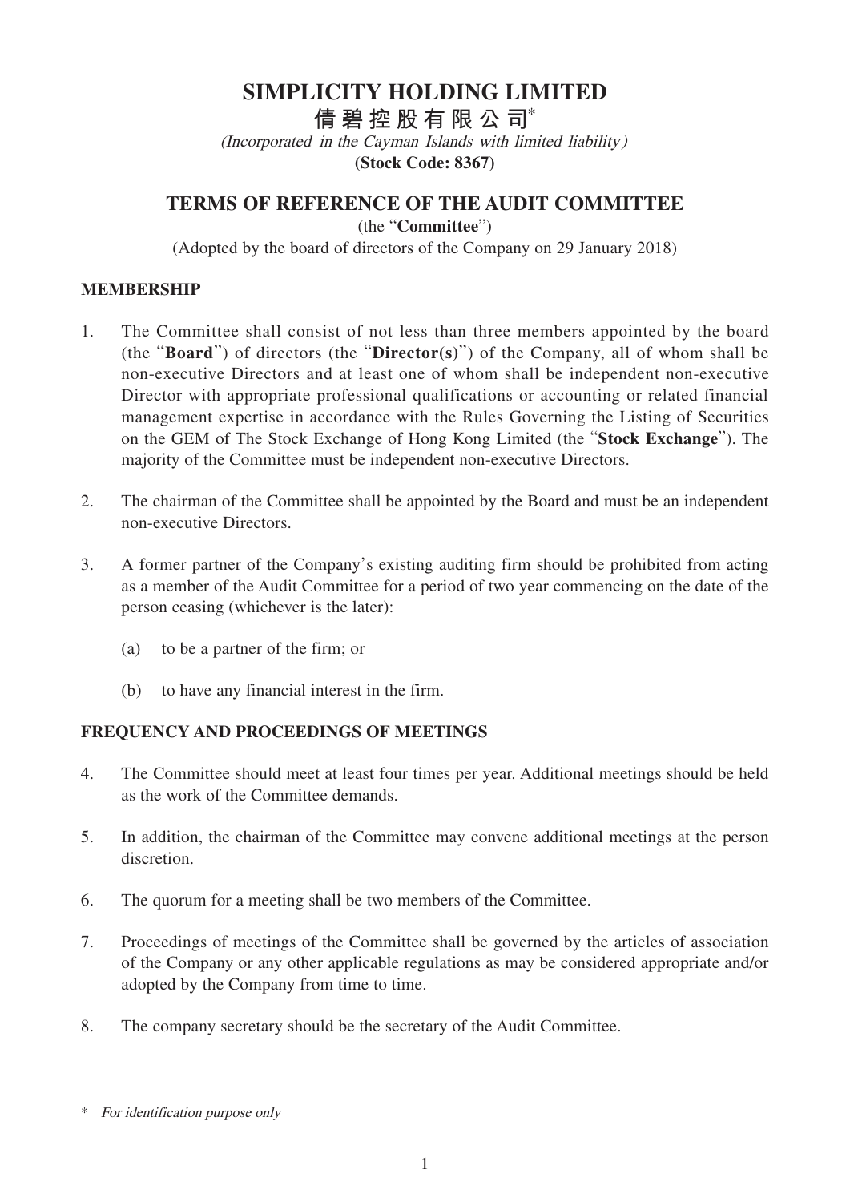# SIMPLICITY HOLDING LIMITED

# 倩碧控股有限公司*

*(Incorporated in the Cayman Islands with limited liability)*

**(Stock Code: 8367)**

## TERMS OF REFERENCE OF THE AUDIT COMMITTEE

(the "**Committee**")

(Adopted by the board of directors of the Company on 29 January 2018)

### MEMBERSHIP

1. The Committee shall consist of not less than three members appointed by the board (the "**Board**") of directors (the "**Director(s)**") of the Company, all of whom shall be non-executive Directors and at least one of whom shall be independent non-executive Director with appropriate professional qualifications or accounting or related financial management expertise in accordance with the Rules Governing the Listing of Securities on the GEM of The Stock Exchange of Hong Kong Limited (the "**Stock Exchange**"). The majority of the Committee must be independent non-executive Directors.

2. The chairman of the Committee shall be appointed by the Board and must be an independent non-executive Directors.

3. A former partner of the Company's existing auditing firm should be prohibited from acting as a member of the Audit Committee for a period of two year commencing on the date of the person ceasing (whichever is the later):

   (a) to be a partner of the firm; or

   (b) to have any financial interest in the firm.

### FREQUENCY AND PROCEEDINGS OF MEETINGS

4. The Committee should meet at least four times per year. Additional meetings should be held as the work of the Committee demands.

5. In addition, the chairman of the Committee may convene additional meetings at the person discretion.

6. The quorum for a meeting shall be two members of the Committee.

7. Proceedings of meetings of the Committee shall be governed by the articles of association of the Company or any other applicable regulations as may be considered appropriate and/or adopted by the Company from time to time.

8. The company secretary should be the secretary of the Audit Committee.

\* *For identification purpose only*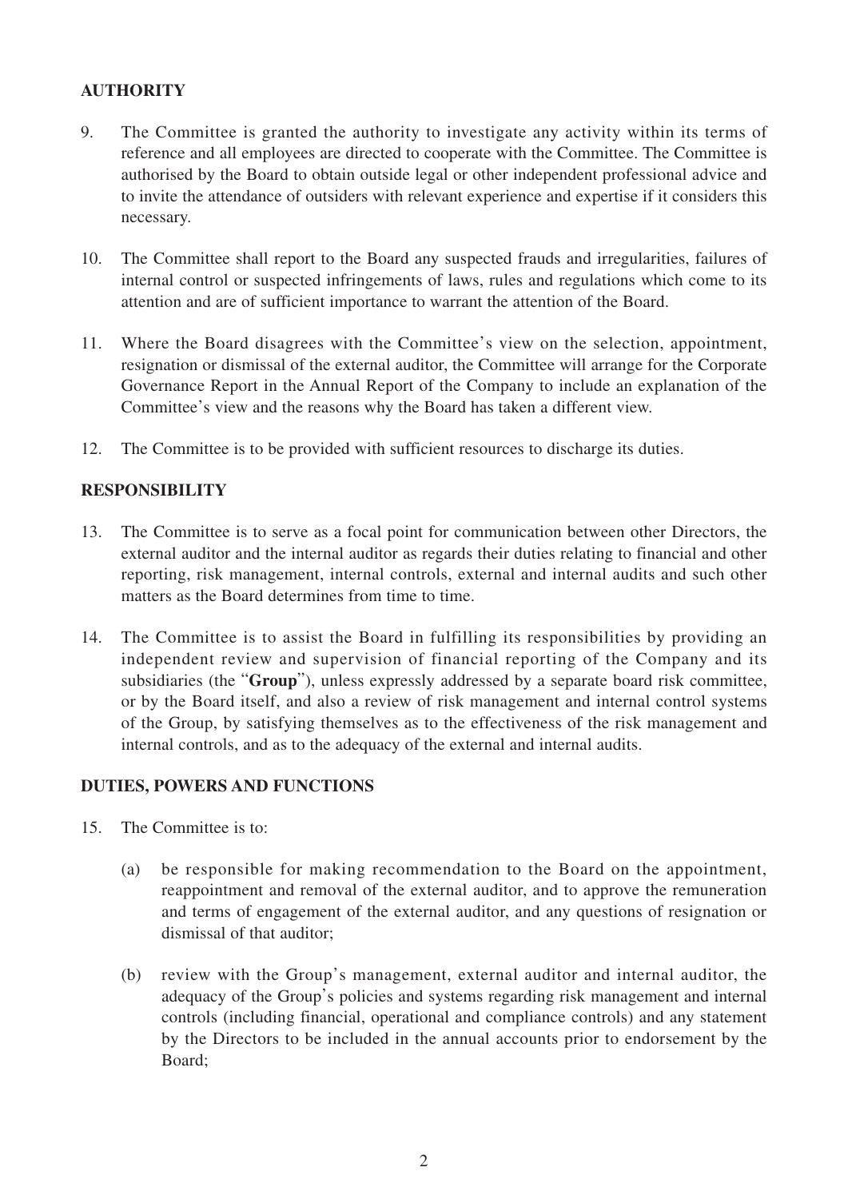## AUTHORITY

9. The Committee is granted the authority to investigate any activity within its terms of reference and all employees are directed to cooperate with the Committee. The Committee is authorised by the Board to obtain outside legal or other independent professional advice and to invite the attendance of outsiders with relevant experience and expertise if it considers this necessary.

10. The Committee shall report to the Board any suspected frauds and irregularities, failures of internal control or suspected infringements of laws, rules and regulations which come to its attention and are of sufficient importance to warrant the attention of the Board.

11. Where the Board disagrees with the Committee's view on the selection, appointment, resignation or dismissal of the external auditor, the Committee will arrange for the Corporate Governance Report in the Annual Report of the Company to include an explanation of the Committee's view and the reasons why the Board has taken a different view.

12. The Committee is to be provided with sufficient resources to discharge its duties.

## RESPONSIBILITY

13. The Committee is to serve as a focal point for communication between other Directors, the external auditor and the internal auditor as regards their duties relating to financial and other reporting, risk management, internal controls, external and internal audits and such other matters as the Board determines from time to time.

14. The Committee is to assist the Board in fulfilling its responsibilities by providing an independent review and supervision of financial reporting of the Company and its subsidiaries (the "**Group**"), unless expressly addressed by a separate board risk committee, or by the Board itself, and also a review of risk management and internal control systems of the Group, by satisfying themselves as to the effectiveness of the risk management and internal controls, and as to the adequacy of the external and internal audits.

## DUTIES, POWERS AND FUNCTIONS

15. The Committee is to:

    (a) be responsible for making recommendation to the Board on the appointment, reappointment and removal of the external auditor, and to approve the remuneration and terms of engagement of the external auditor, and any questions of resignation or dismissal of that auditor;

    (b) review with the Group's management, external auditor and internal auditor, the adequacy of the Group's policies and systems regarding risk management and internal controls (including financial, operational and compliance controls) and any statement by the Directors to be included in the annual accounts prior to endorsement by the Board;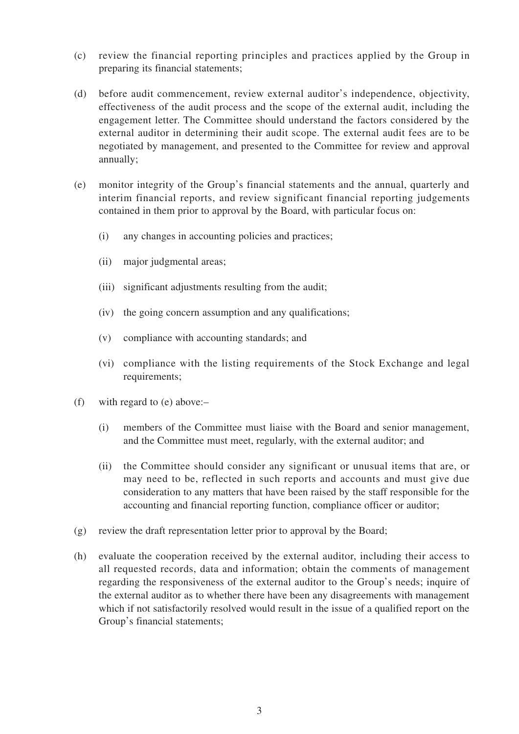(c) review the financial reporting principles and practices applied by the Group in preparing its financial statements;

(d) before audit commencement, review external auditor's independence, objectivity, effectiveness of the audit process and the scope of the external audit, including the engagement letter. The Committee should understand the factors considered by the external auditor in determining their audit scope. The external audit fees are to be negotiated by management, and presented to the Committee for review and approval annually;

(e) monitor integrity of the Group's financial statements and the annual, quarterly and interim financial reports, and review significant financial reporting judgements contained in them prior to approval by the Board, with particular focus on:

   (i) any changes in accounting policies and practices;

   (ii) major judgmental areas;

   (iii) significant adjustments resulting from the audit;

   (iv) the going concern assumption and any qualifications;

   (v) compliance with accounting standards; and

   (vi) compliance with the listing requirements of the Stock Exchange and legal requirements;

(f) with regard to (e) above:–

   (i) members of the Committee must liaise with the Board and senior management, and the Committee must meet, regularly, with the external auditor; and

   (ii) the Committee should consider any significant or unusual items that are, or may need to be, reflected in such reports and accounts and must give due consideration to any matters that have been raised by the staff responsible for the accounting and financial reporting function, compliance officer or auditor;

(g) review the draft representation letter prior to approval by the Board;

(h) evaluate the cooperation received by the external auditor, including their access to all requested records, data and information; obtain the comments of management regarding the responsiveness of the external auditor to the Group's needs; inquire of the external auditor as to whether there have been any disagreements with management which if not satisfactorily resolved would result in the issue of a qualified report on the Group's financial statements;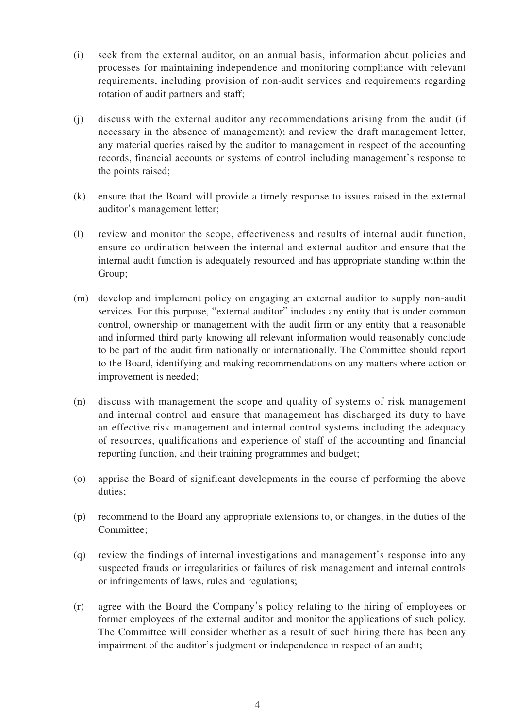(i) seek from the external auditor, on an annual basis, information about policies and processes for maintaining independence and monitoring compliance with relevant requirements, including provision of non-audit services and requirements regarding rotation of audit partners and staff;

(j) discuss with the external auditor any recommendations arising from the audit (if necessary in the absence of management); and review the draft management letter, any material queries raised by the auditor to management in respect of the accounting records, financial accounts or systems of control including management's response to the points raised;

(k) ensure that the Board will provide a timely response to issues raised in the external auditor's management letter;

(l) review and monitor the scope, effectiveness and results of internal audit function, ensure co-ordination between the internal and external auditor and ensure that the internal audit function is adequately resourced and has appropriate standing within the Group;

(m) develop and implement policy on engaging an external auditor to supply non-audit services. For this purpose, "external auditor" includes any entity that is under common control, ownership or management with the audit firm or any entity that a reasonable and informed third party knowing all relevant information would reasonably conclude to be part of the audit firm nationally or internationally. The Committee should report to the Board, identifying and making recommendations on any matters where action or improvement is needed;

(n) discuss with management the scope and quality of systems of risk management and internal control and ensure that management has discharged its duty to have an effective risk management and internal control systems including the adequacy of resources, qualifications and experience of staff of the accounting and financial reporting function, and their training programmes and budget;

(o) apprise the Board of significant developments in the course of performing the above duties;

(p) recommend to the Board any appropriate extensions to, or changes, in the duties of the Committee;

(q) review the findings of internal investigations and management's response into any suspected frauds or irregularities or failures of risk management and internal controls or infringements of laws, rules and regulations;

(r) agree with the Board the Company's policy relating to the hiring of employees or former employees of the external auditor and monitor the applications of such policy. The Committee will consider whether as a result of such hiring there has been any impairment of the auditor's judgment or independence in respect of an audit;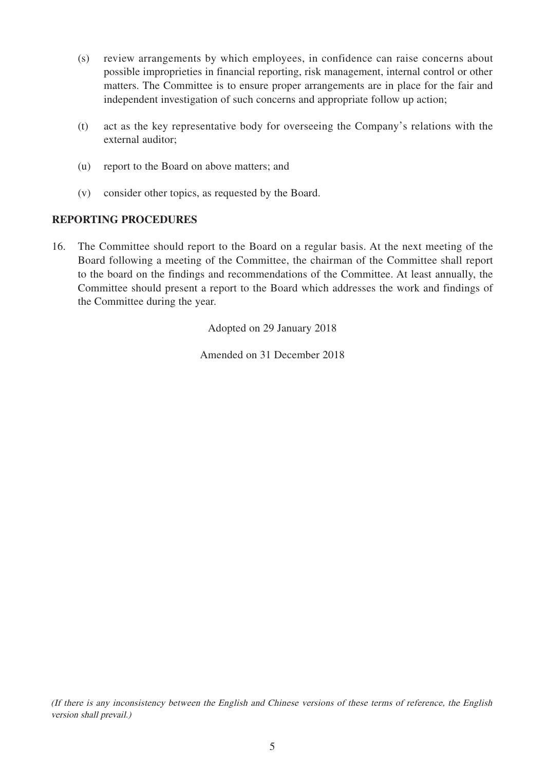(s) review arrangements by which employees, in confidence can raise concerns about possible improprieties in financial reporting, risk management, internal control or other matters. The Committee is to ensure proper arrangements are in place for the fair and independent investigation of such concerns and appropriate follow up action;

(t) act as the key representative body for overseeing the Company's relations with the external auditor;

(u) report to the Board on above matters; and

(v) consider other topics, as requested by the Board.

**REPORTING PROCEDURES**

16. The Committee should report to the Board on a regular basis. At the next meeting of the Board following a meeting of the Committee, the chairman of the Committee shall report to the board on the findings and recommendations of the Committee. At least annually, the Committee should present a report to the Board which addresses the work and findings of the Committee during the year.

Adopted on 29 January 2018

Amended on 31 December 2018

*(If there is any inconsistency between the English and Chinese versions of these terms of reference, the English version shall prevail.)*